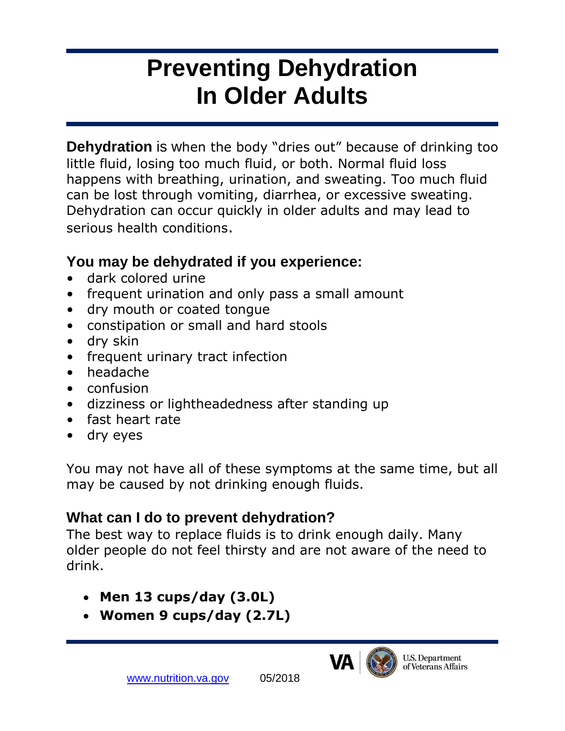# Preventing Dehydration In Older Adults

**Dehydration** is when the body "dries out" because of drinking too little fluid, losing too much fluid, or both. Normal fluid loss happens with breathing, urination, and sweating. Too much fluid can be lost through vomiting, diarrhea, or excessive sweating. Dehydration can occur quickly in older adults and may lead to serious health conditions.

## You may be dehydrated if you experience:

- dark colored urine
- frequent urination and only pass a small amount
- dry mouth or coated tongue
- constipation or small and hard stools
- dry skin
- frequent urinary tract infection
- headache
- confusion
- dizziness or lightheadedness after standing up
- fast heart rate
- dry eyes

You may not have all of these symptoms at the same time, but all may be caused by not drinking enough fluids.

## What can I do to prevent dehydration?

The best way to replace fluids is to drink enough daily. Many older people do not feel thirsty and are not aware of the need to drink.

- **Men 13 cups/day (3.0L)**
- **Women 9 cups/day (2.7L)**

www.nutrition.va.gov 05/2018

U.S. Department of Veterans Affairs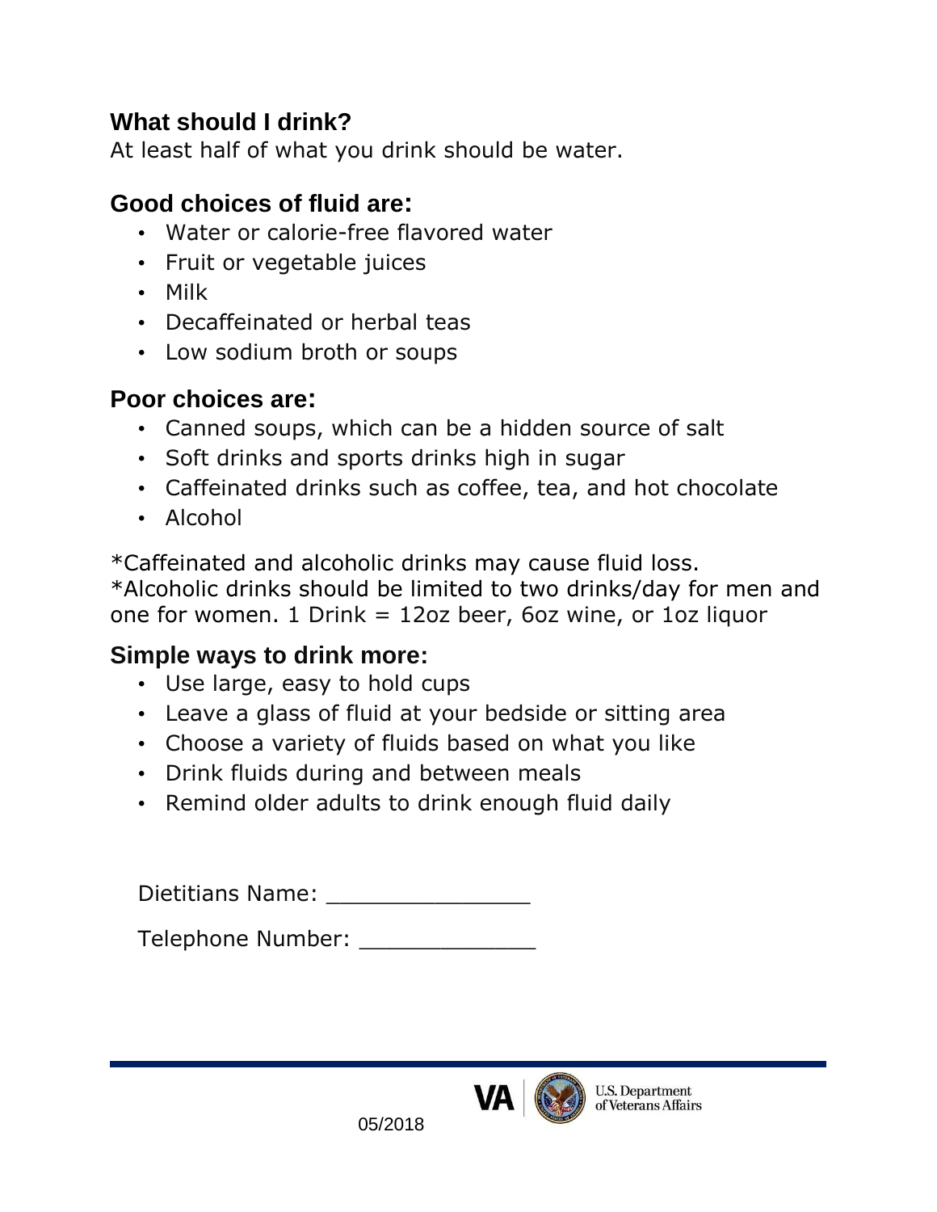## What should I drink?

At least half of what you drink should be water.

## Good choices of fluid are:

- Water or calorie-free flavored water
- Fruit or vegetable juices
- Milk
- Decaffeinated or herbal teas
- Low sodium broth or soups

## Poor choices are:

- Canned soups, which can be a hidden source of salt
- Soft drinks and sports drinks high in sugar
- Caffeinated drinks such as coffee, tea, and hot chocolate
- Alcohol

*Caffeinated and alcoholic drinks may cause fluid loss.
*Alcoholic drinks should be limited to two drinks/day for men and one for women. 1 Drink = 12oz beer, 6oz wine, or 1oz liquor

## Simple ways to drink more:

- Use large, easy to hold cups
- Leave a glass of fluid at your bedside or sitting area
- Choose a variety of fluids based on what you like
- Drink fluids during and between meals
- Remind older adults to drink enough fluid daily

Dietitians Name: _______________

Telephone Number: _____________

05/2018

VA U.S. Department of Veterans Affairs